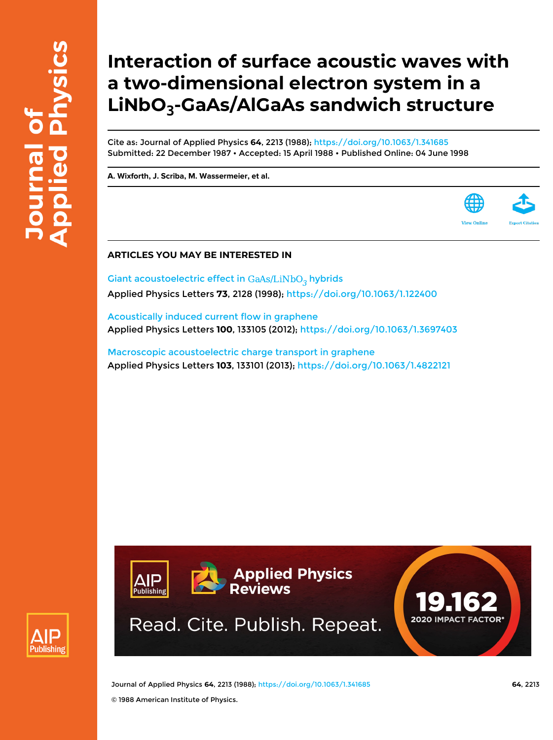# Interaction of surface acoustic waves with a two-dimensional electron system in a $LiNbO_3$-GaAs/AlGaAs sandwich structure

Cite as: Journal of Applied Physics **64**, 2213 (1988); https://doi.org/10.1063/1.341685
Submitted: 22 December 1987 • Accepted: 15 April 1988 • Published Online: 04 June 1998

**A. Wixforth, J. Scriba, M. Wassermeier, et al.**

View Online

Export Citation

## ARTICLES YOU MAY BE INTERESTED IN

Giant acoustoelectric effect in $GaAs/LiNbO_3$ hybrids
Applied Physics Letters **73**, 2128 (1998); https://doi.org/10.1063/1.122400

Acoustically induced current flow in graphene
Applied Physics Letters **100**, 133105 (2012); https://doi.org/10.1063/1.3697403

Macroscopic acoustoelectric charge transport in graphene
Applied Physics Letters **103**, 133101 (2013); https://doi.org/10.1063/1.4822121

© 1988 American Institute of Physics.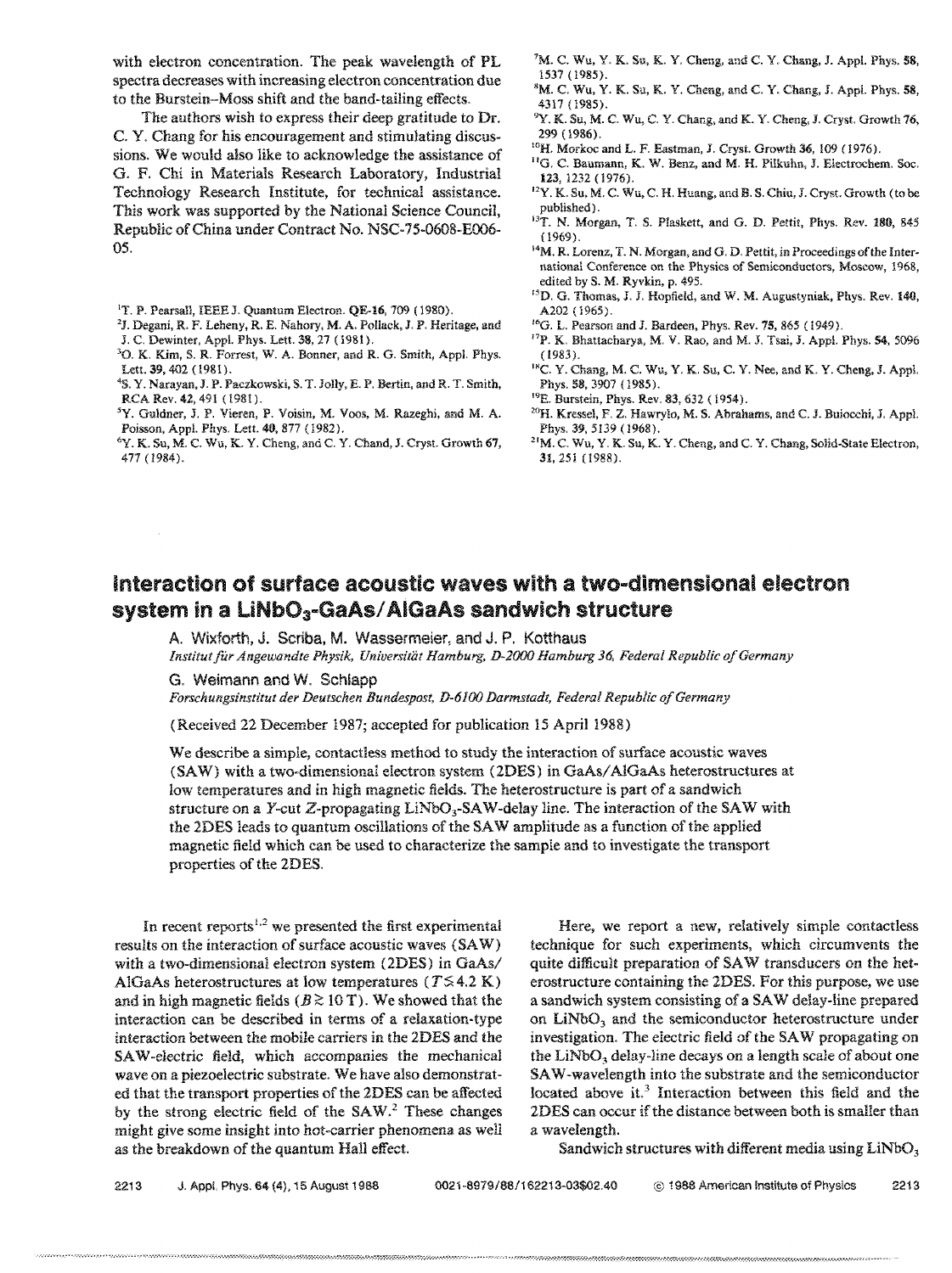with electron concentration. The peak wavelength of PL spectra decreases with increasing electron concentration due to the Burstein–Moss shift and the band-tailing effects.

The authors wish to express their deep gratitude to Dr. C. Y. Chang for his encouragement and stimulating discussions. We would also like to acknowledge the assistance of G. F. Chi in Materials Research Laboratory, Industrial Technology Research Institute, for technical assistance. This work was supported by the National Science Council, Republic of China under Contract No. NSC-75-0608-E006-05.

[1] T. P. Pearsall, IEEE J. Quantum Electron. QE-16, 709 (1980).
[2] J. Degani, R. F. Leheny, R. E. Nahory, M. A. Pollack, J. P. Heritage, and J. C. Dewinter, Appl. Phys. Lett. 38, 27 (1981).
[3] O. K. Kim, S. R. Forrest, W. A. Bonner, and R. G. Smith, Appl. Phys. Lett. 39, 402 (1981).
[4] S. Y. Narayan, J. P. Paczkowski, S. T. Jolly, E. P. Bertin, and R. T. Smith, RCA Rev. 42, 491 (1981).
[5] Y. Guldner, J. P. Vieren, P. Voisin, M. Voos, M. Razeghi, and M. A. Poisson, Appl. Phys. Lett. 40, 877 (1982).
[6] Y. K. Su, M. C. Wu, K. Y. Cheng, and C. Y. Chand, J. Cryst. Growth 67, 477 (1984).
[7] M. C. Wu, Y. K. Su, K. Y. Cheng, and C. Y. Chang, J. Appl. Phys. 58, 1537 (1985).
[8] M. C. Wu, Y. K. Su, K. Y. Cheng, and C. Y. Chang, J. Appl. Phys. 58, 4317 (1985).
[9] Y. K. Su, M. C. Wu, C. Y. Chang, and K. Y. Cheng, J. Cryst. Growth 76, 299 (1986).
[10] H. Morkoc and L. F. Eastman, J. Cryst. Growth 36, 109 (1976).
[11] G. C. Baumann, K. W. Benz, and M. H. Pilkuhn, J. Electrochem. Soc. 123, 1232 (1976).
[12] Y. K. Su, M. C. Wu, C. H. Huang, and B. S. Chiu, J. Cryst. Growth (to be published).
[13] T. N. Morgan, T. S. Plaskett, and G. D. Pettit, Phys. Rev. 180, 845 (1969).
[14] M. R. Lorenz, T. N. Morgan, and G. D. Pettit, in Proceedings of the International Conference on the Physics of Semiconductors, Moscow, 1968, edited by S. M. Ryvkin, p. 495.
[15] D. G. Thomas, J. J. Hopfield, and W. M. Augustyniak, Phys. Rev. 140, A202 (1965).
[16] G. L. Pearson and J. Bardeen, Phys. Rev. 75, 865 (1949).
[17] P. K. Bhattacharya, M. V. Rao, and M. J. Tsai, J. Appl. Phys. 54, 5096 (1983).
[18] C. Y. Chang, M. C. Wu, Y. K. Su, C. Y. Nee, and K. Y. Cheng, J. Appl. Phys. 58, 3907 (1985).
[19] E. Burstein, Phys. Rev. 83, 632 (1954).
[20] H. Kressel, F. Z. Hawrylo, M. S. Abrahams, and C. J. Buiocchi, J. Appl. Phys. 39, 5139 (1968).
[21] M. C. Wu, Y. K. Su, K. Y. Cheng, and C. Y. Chang, Solid-State Electron. 31, 251 (1988).

# Interaction of surface acoustic waves with a two-dimensional electron system in a $LiNbO_3$-GaAs/AlGaAs sandwich structure

A. Wixforth, J. Scriba, M. Wassermeier, and J. P. Kotthaus
*Institut für Angewandte Physik, Universität Hamburg, D-2000 Hamburg 36, Federal Republic of Germany*

G. Weimann and W. Schlapp
*Forschungsinstitut der Deutschen Bundespost, D-6100 Darmstadt, Federal Republic of Germany*

(Received 22 December 1987; accepted for publication 15 April 1988)

We describe a simple, contactless method to study the interaction of surface acoustic waves (SAW) with a two-dimensional electron system (2DES) in GaAs/AlGaAs heterostructures at low temperatures and in high magnetic fields. The heterostructure is part of a sandwich structure on a *Y*-cut *Z*-propagating $LiNbO_3$-SAW-delay line. The interaction of the SAW with the 2DES leads to quantum oscillations of the SAW amplitude as a function of the applied magnetic field which can be used to characterize the sample and to investigate the transport properties of the 2DES.

In recent reports[1,2] we presented the first experimental results on the interaction of surface acoustic waves (SAW) with a two-dimensional electron system (2DES) in GaAs/AlGaAs heterostructures at low temperatures ($T \lesssim 4.2$ K) and in high magnetic fields ($B \gtrsim 10$ T). We showed that the interaction can be described in terms of a relaxation-type interaction between the mobile carriers in the 2DES and the SAW-electric field, which accompanies the mechanical wave on a piezoelectric substrate. We have also demonstrated that the transport properties of the 2DES can be affected by the strong electric field of the SAW.[2] These changes might give some insight into hot-carrier phenomena as well as the breakdown of the quantum Hall effect.

Here, we report a new, relatively simple contactless technique for such experiments, which circumvents the quite difficult preparation of SAW transducers on the heterostructure containing the 2DES. For this purpose, we use a sandwich system consisting of a SAW delay-line prepared on $LiNbO_3$ and the semiconductor heterostructure under investigation. The electric field of the SAW propagating on the $LiNbO_3$ delay-line decays on a length scale of about one SAW-wavelength into the substrate and the semiconductor located above it.[3] Interaction between this field and the 2DES can occur if the distance between both is smaller than a wavelength.

Sandwich structures with different media using $LiNbO_3$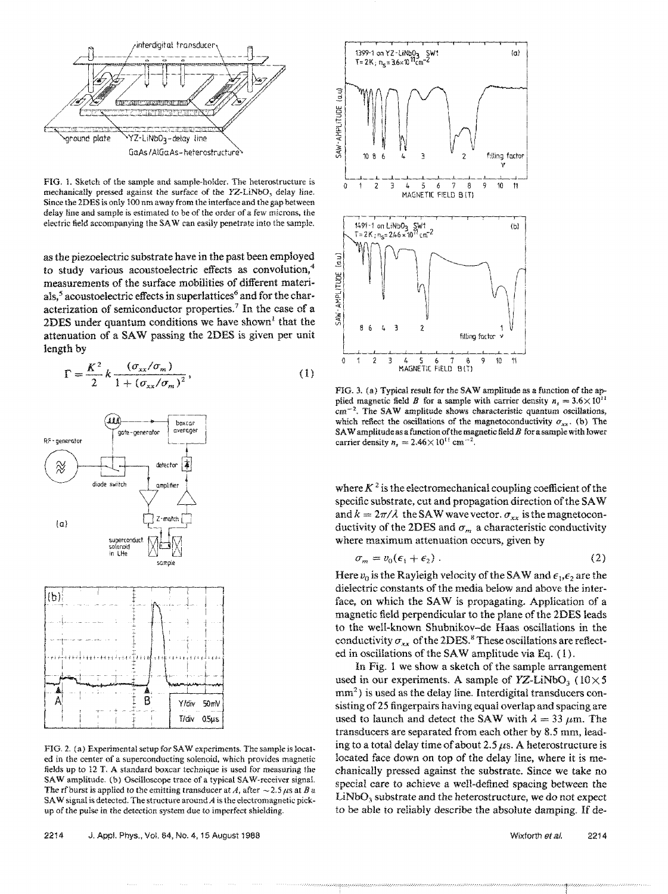FIG. 1. Sketch of the sample and sample-holder. The heterostructure is mechanically pressed against the surface of the $YZ$-$LiNbO_3$ delay line. Since the 2DES is only 100 nm away from the interface and the gap between delay line and sample is estimated to be of the order of a few microns, the electric field accompanying the SAW can easily penetrate into the sample.

as the piezoelectric substrate have in the past been employed to study various acoustoelectric effects as convolution,[4] measurements of the surface mobilities of different materials,[5] acoustoelectric effects in superlattices[6] and for the characterization of semiconductor properties.[7] In the case of a 2DES under quantum conditions we have shown[1] that the attenuation of a SAW passing the 2DES is given per unit length by

$$\Gamma = \frac{K^2}{2} k \frac{(\sigma_{xx}/\sigma_m)}{1 + (\sigma_{xx}/\sigma_m)^2}, \tag{1}$$

FIG. 2. (a) Experimental setup for SAW experiments. The sample is located in the center of a superconducting solenoid, which provides magnetic fields up to 12 T. A standard boxcar technique is used for measuring the SAW amplitude. (b) Oscilloscope trace of a typical SAW-receiver signal. The rf burst is applied to the emitting transducer at $A$, after $\sim 2.5\ \mu s$ at $B$ a SAW signal is detected. The structure around $A$ is the electromagnetic pick-up of the pulse in the detection system due to imperfect shielding.

FIG. 3. (a) Typical result for the SAW amplitude as a function of the applied magnetic field $B$ for a sample with carrier density $n_s = 3.6 \times 10^{11}\ cm^{-2}$. The SAW amplitude shows characteristic quantum oscillations, which reflect the oscillations of the magnetoconductivity $\sigma_{xx}$. (b) The SAW amplitude as a function of the magnetic field $B$ for a sample with lower carrier density $n_s = 2.46 \times 10^{11}\ cm^{-2}$.

where $K^2$ is the electromechanical coupling coefficient of the specific substrate, cut and propagation direction of the SAW and $k = 2\pi/\lambda$ the SAW wave vector. $\sigma_{xx}$ is the magnetoconductivity of the 2DES and $\sigma_m$ a characteristic conductivity where maximum attenuation occurs, given by

$$\sigma_m = v_0(\epsilon_1 + \epsilon_2). \tag{2}$$

Here $v_0$ is the Rayleigh velocity of the SAW and $\epsilon_1, \epsilon_2$ are the dielectric constants of the media below and above the interface, on which the SAW is propagating. Application of a magnetic field perpendicular to the plane of the 2DES leads to the well-known Shubnikov–de Haas oscillations in the conductivity $\sigma_{xx}$ of the 2DES.[8] These oscillations are reflected in oscillations of the SAW amplitude via Eq. (1).

In Fig. 1 we show a sketch of the sample arrangement used in our experiments. A sample of $YZ$-$LiNbO_3$ ($10 \times 5\ mm^2$) is used as the delay line. Interdigital transducers consisting of 25 fingerpairs having equal overlap and spacing are used to launch and detect the SAW with $\lambda = 33\ \mu m$. The transducers are separated from each other by 8.5 mm, leading to a total delay time of about 2.5 $\mu s$. A heterostructure is located face down on top of the delay line, where it is mechanically pressed against the substrate. Since we take no special care to achieve a well-defined spacing between the $LiNbO_3$ substrate and the heterostructure, we do not expect to be able to reliably describe the absolute damping. If de-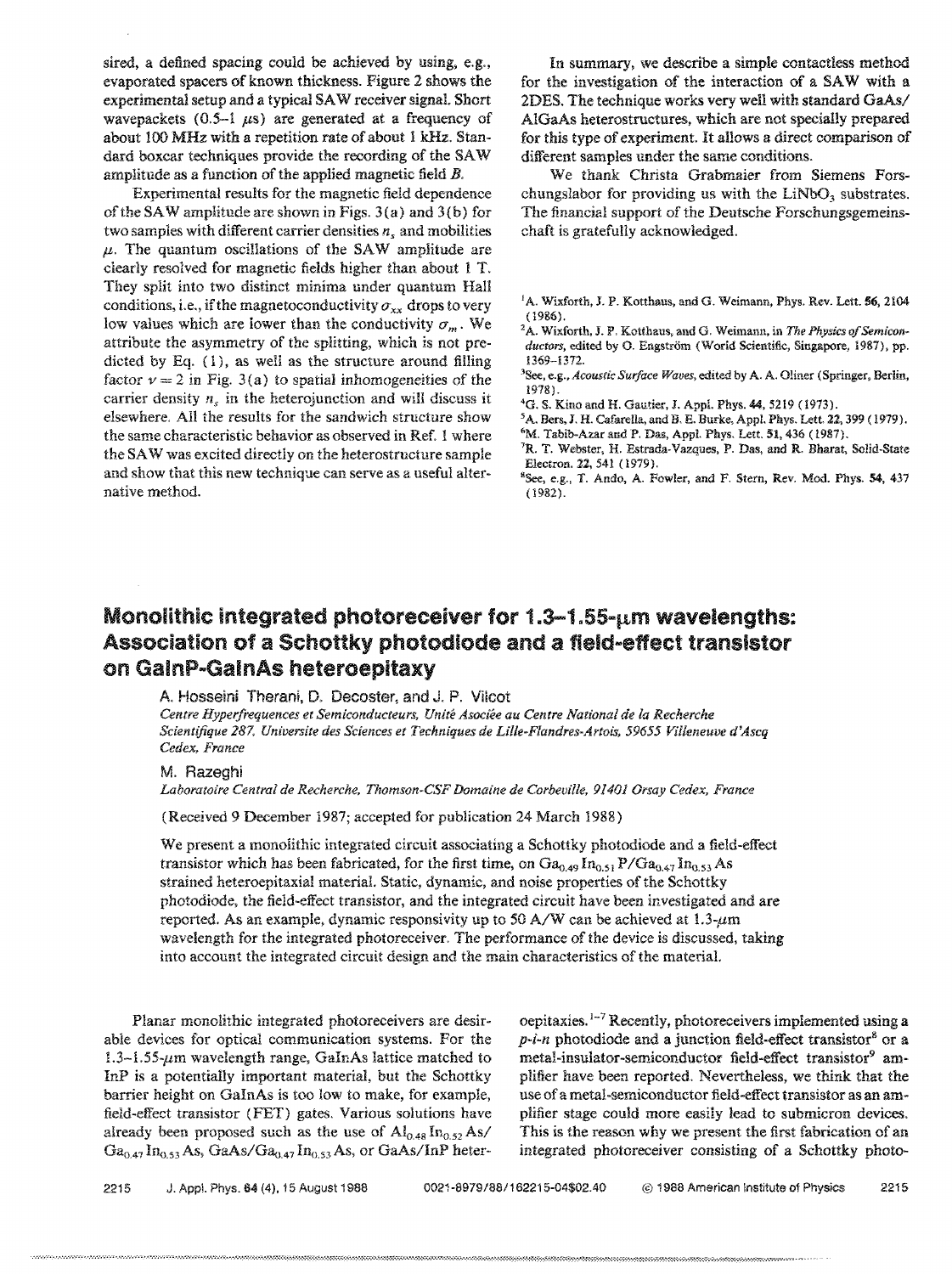sired, a defined spacing could be achieved by using, e.g., evaporated spacers of known thickness. Figure 2 shows the experimental setup and a typical SAW receiver signal. Short wavepackets (0.5–1 $\mu$s) are generated at a frequency of about 100 MHz with a repetition rate of about 1 kHz. Standard boxcar techniques provide the recording of the SAW amplitude as a function of the applied magnetic field $B$.

Experimental results for the magnetic field dependence of the SAW amplitude are shown in Figs. 3(a) and 3(b) for two samples with different carrier densities $n_s$ and mobilities $\mu$. The quantum oscillations of the SAW amplitude are clearly resolved for magnetic fields higher than about 1 T. They split into two distinct minima under quantum Hall conditions, i.e., if the magnetoconductivity $\sigma_{xx}$ drops to very low values which are lower than the conductivity $\sigma_m$. We attribute the asymmetry of the splitting, which is not predicted by Eq. (1), as well as the structure around filling factor $\nu = 2$ in Fig. 3(a) to spatial inhomogeneities of the carrier density $n_s$ in the heterojunction and will discuss it elsewhere. All the results for the sandwich structure show the same characteristic behavior as observed in Ref. 1 where the SAW was excited directly on the heterostructure sample and show that this new technique can serve as a useful alternative method.

In summary, we describe a simple contactless method for the investigation of the interaction of a SAW with a 2DES. The technique works very well with standard GaAs/AlGaAs heterostructures, which are not specially prepared for this type of experiment. It allows a direct comparison of different samples under the same conditions.

We thank Christa Grabmaier from Siemens Forschungslabor for providing us with the $LiNbO_3$ substrates. The financial support of the Deutsche Forschungsgemeinschaft is gratefully acknowledged.

[1] A. Wixforth, J. P. Kotthaus, and G. Weimann, Phys. Rev. Lett. **56**, 2104 (1986).

[2] A. Wixforth, J. P. Kotthaus, and G. Weimann, in *The Physics of Semiconductors*, edited by O. Engström (World Scientific, Singapore, 1987), pp. 1369–1372.

[3] See, e.g., *Acoustic Surface Waves*, edited by A. A. Oliner (Springer, Berlin, 1978).

[4] G. S. Kino and H. Gautier, J. Appl. Phys. **44**, 5219 (1973).

[5] A. Bers, J. H. Cafarella, and B. E. Burke, Appl. Phys. Lett. **22**, 399 (1979).

[6] M. Tabib-Azar and P. Das, Appl. Phys. Lett. **51**, 436 (1987).

[7] R. T. Webster, H. Estrada-Vazques, P. Das, and R. Bharat, Solid-State Electron. **22**, 541 (1979).

[8] See, e.g., T. Ando, A. Fowler, and F. Stern, Rev. Mod. Phys. **54**, 437 (1982).

# Monolithic integrated photoreceiver for 1.3–1.55-$\mu$m wavelengths: Association of a Schottky photodiode and a field-effect transistor on GaInP-GaInAs heteroepitaxy

A. Hosseini Therani, D. Decoster, and J. P. Vilcot

*Centre Hyperfrequences et Semiconducteurs, Unité Asociée au Centre National de la Recherche Scientifique 287, Universite des Sciences et Techniques de Lille-Flandres-Artois, 59655 Villeneuve d'Ascq Cedex, France*

M. Razeghi

*Laboratoire Central de Recherche, Thomson-CSF Domaine de Corbeville, 91401 Orsay Cedex, France*

(Received 9 December 1987; accepted for publication 24 March 1988)

We present a monolithic integrated circuit associating a Schottky photodiode and a field-effect transistor which has been fabricated, for the first time, on $Ga_{0.49}In_{0.51}P/Ga_{0.47}In_{0.53}As$ strained heteroepitaxial material. Static, dynamic, and noise properties of the Schottky photodiode, the field-effect transistor, and the integrated circuit have been investigated and are reported. As an example, dynamic responsivity up to 50 A/W can be achieved at 1.3-$\mu$m wavelength for the integrated photoreceiver. The performance of the device is discussed, taking into account the integrated circuit design and the main characteristics of the material.

Planar monolithic integrated photoreceivers are desirable devices for optical communication systems. For the 1.3–1.55-$\mu$m wavelength range, GaInAs lattice matched to InP is a potentially important material, but the Schottky barrier height on GaInAs is too low to make, for example, field-effect transistor (FET) gates. Various solutions have already been proposed such as the use of $Al_{0.48}In_{0.52}As/Ga_{0.47}In_{0.53}As$, GaAs/$Ga_{0.47}In_{0.53}As$, or GaAs/InP heteroepitaxies.[1–7] Recently, photoreceivers implemented using a *p-i-n* photodiode and a junction field-effect transistor[8] or a metal-insulator-semiconductor field-effect transistor[9] amplifier have been reported. Nevertheless, we think that the use of a metal-semiconductor field-effect transistor as an amplifier stage could more easily lead to submicron devices. This is the reason why we present the first fabrication of an integrated photoreceiver consisting of a Schottky photo-